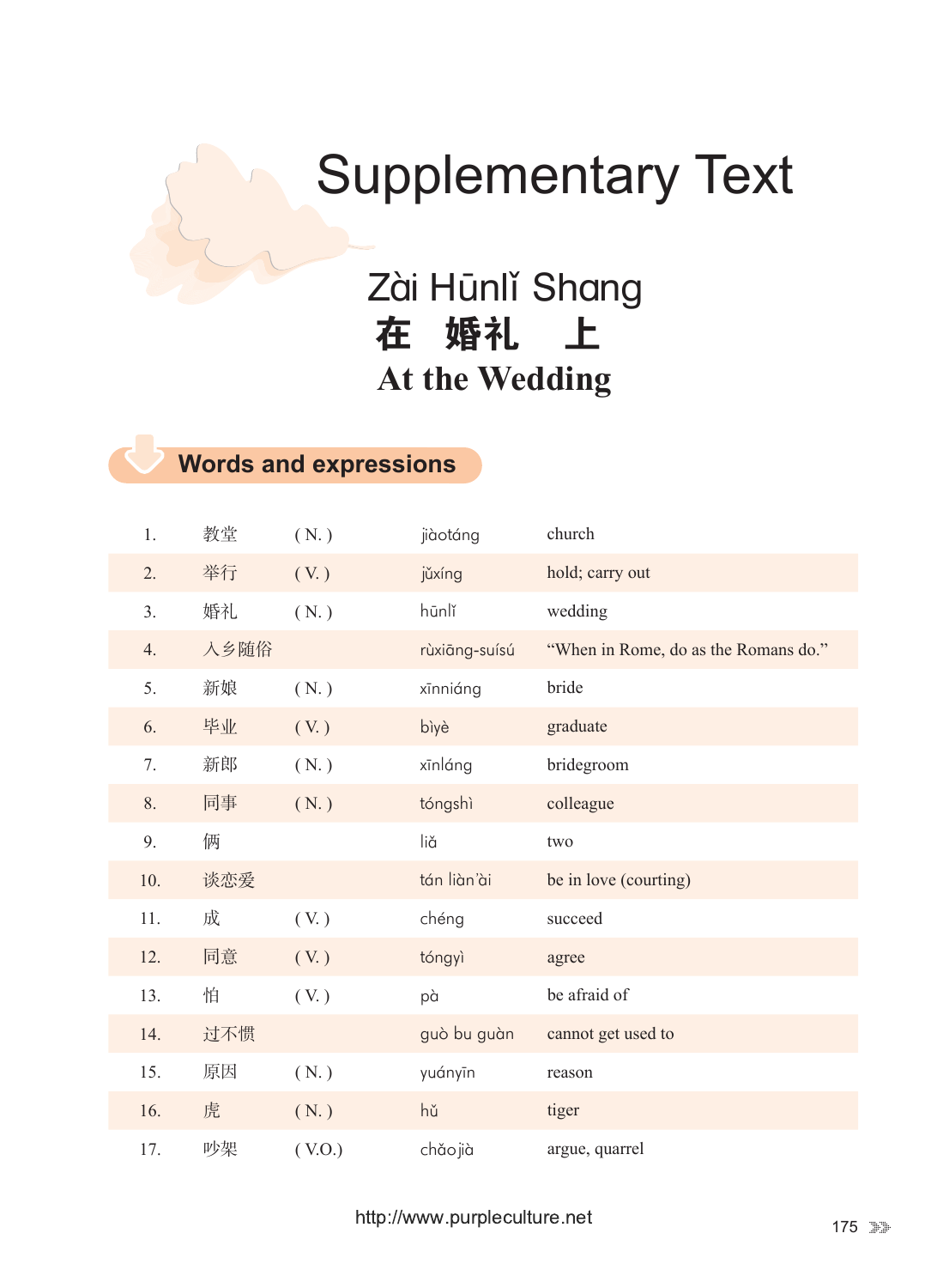# Supplementary Text

## Zài Hūnlǐ Shang
## 在　婚礼　上
## At the Wedding

### Words and expressions

| No. | Word | Part of speech | Pinyin | English |
|---|---|---|---|---|
| 1. | 教堂 | ( N. ) | jiàotáng | church |
| 2. | 举行 | ( V. ) | jǔxíng | hold; carry out |
| 3. | 婚礼 | ( N. ) | hūnlǐ | wedding |
| 4. | 入乡随俗 | | rùxiāng-suísú | "When in Rome, do as the Romans do." |
| 5. | 新娘 | ( N. ) | xīnniáng | bride |
| 6. | 毕业 | ( V. ) | bìyè | graduate |
| 7. | 新郎 | ( N. ) | xīnláng | bridegroom |
| 8. | 同事 | ( N. ) | tóngshì | colleague |
| 9. | 俩 | | liǎ | two |
| 10. | 谈恋爱 | | tán liàn'ài | be in love (courting) |
| 11. | 成 | ( V. ) | chéng | succeed |
| 12. | 同意 | ( V. ) | tóngyì | agree |
| 13. | 怕 | ( V. ) | pà | be afraid of |
| 14. | 过不惯 | | guò bu guàn | cannot get used to |
| 15. | 原因 | ( N. ) | yuányīn | reason |
| 16. | 虎 | ( N. ) | hǔ | tiger |
| 17. | 吵架 | ( V.O.) | chǎojià | argue, quarrel |

http://www.purpleculture.net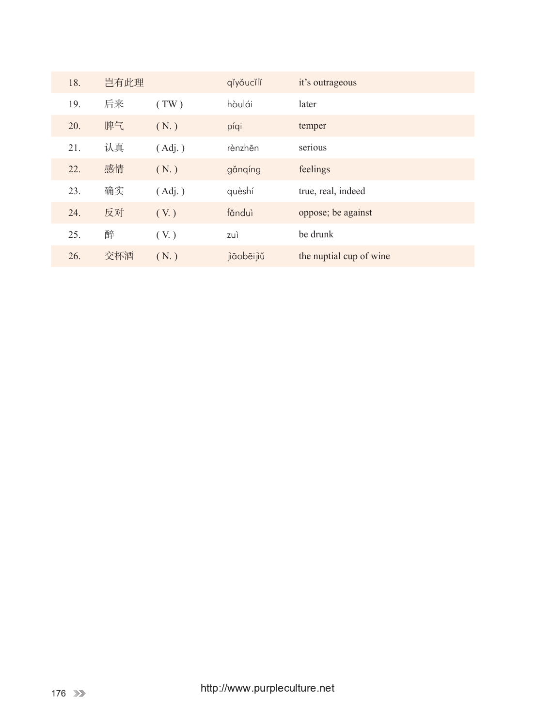| | | | | |
|---|---|---|---|---|
| 18. | 岂有此理 | | qǐyǒucǐlǐ | it's outrageous |
| 19. | 后来 | ( TW ) | hòulái | later |
| 20. | 脾气 | ( N. ) | píqi | temper |
| 21. | 认真 | ( Adj. ) | rènzhēn | serious |
| 22. | 感情 | ( N. ) | gǎnqíng | feelings |
| 23. | 确实 | ( Adj. ) | quèshí | true, real, indeed |
| 24. | 反对 | ( V. ) | fǎnduì | oppose; be against |
| 25. | 醉 | ( V. ) | zuì | be drunk |
| 26. | 交杯酒 | ( N. ) | jiāobēijiǔ | the nuptial cup of wine |

http://www.purpleculture.net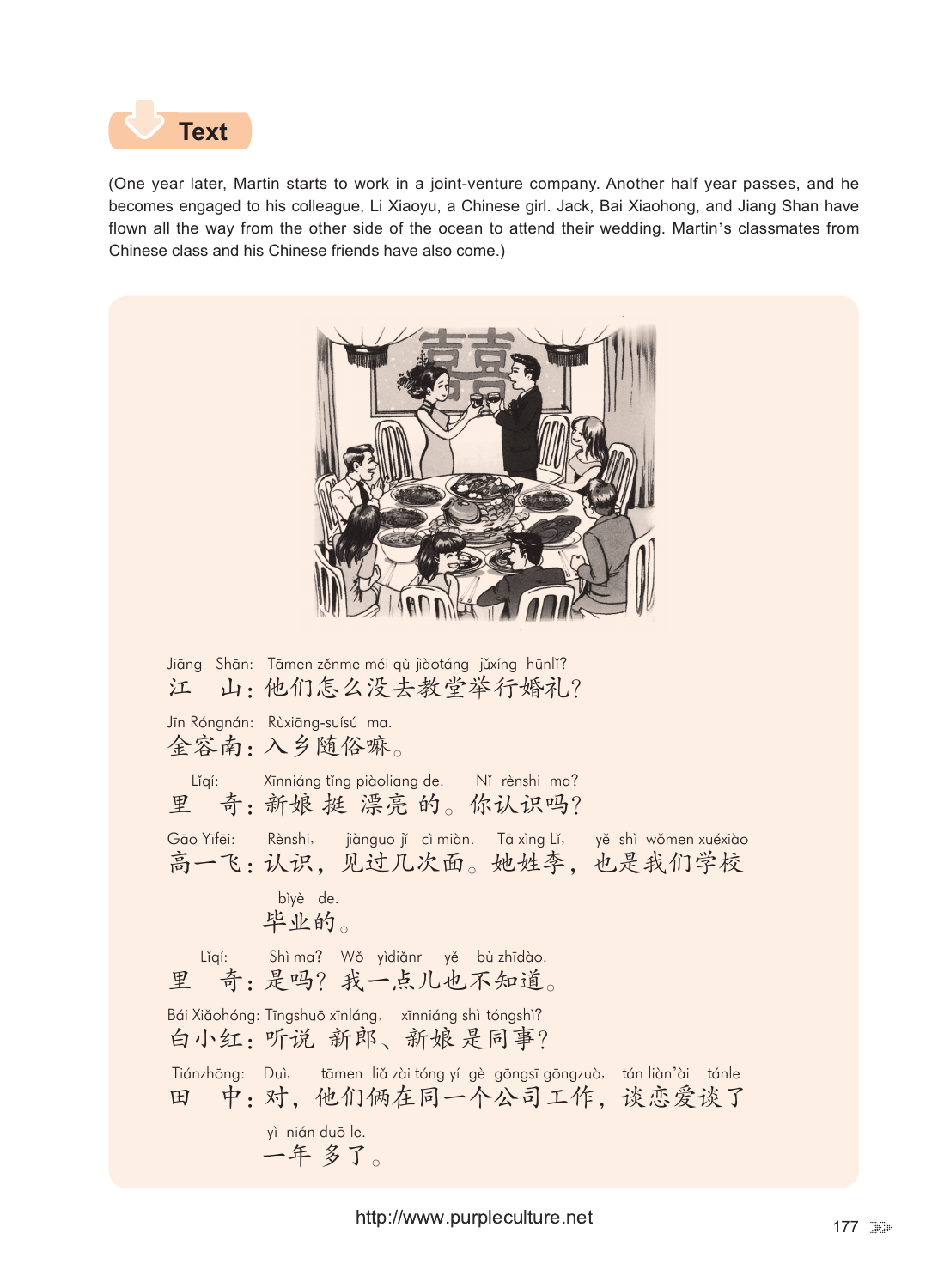## Text

(One year later, Martin starts to work in a joint-venture company. Another half year passes, and he becomes engaged to his colleague, Li Xiaoyu, a Chinese girl. Jack, Bai Xiaohong, and Jiang Shan have flown all the way from the other side of the ocean to attend their wedding. Martin's classmates from Chinese class and his Chinese friends have also come.)

Jiāng Shān: Tāmen zěnme méi qù jiàotáng jǔxíng hūnlǐ?
江　山：他们怎么没去教堂举行婚礼？

Jīn Róngnán: Rùxiāng-suísú ma.
金容南：入乡随俗嘛。

Lǐqí: Xīnniáng tǐng piàoliang de. Nǐ rènshi ma?
里　奇：新娘 挺 漂亮 的。你认识吗？

Gāo Yīfēi: Rènshi, jiànguo jǐ cì miàn. Tā xìng Lǐ, yě shì wǒmen xuéxiào bìyè de.
高一飞：认识，见过几次面。她姓李，也是我们学校毕业的。

Lǐqí: Shì ma? Wǒ yìdiǎnr yě bù zhīdào.
里　奇：是吗？我一点儿也不知道。

Bái Xiǎohóng: Tīngshuō xīnláng, xīnniáng shì tóngshì?
白小红：听说 新郎、新娘 是同事？

Tiánzhōng: Duì, tāmen liǎ zài tóng yí gè gōngsī gōngzuò, tán liàn'ài tánle yì nián duō le.
田　中：对，他们俩在同一个公司工作，谈恋爱谈了一年 多了。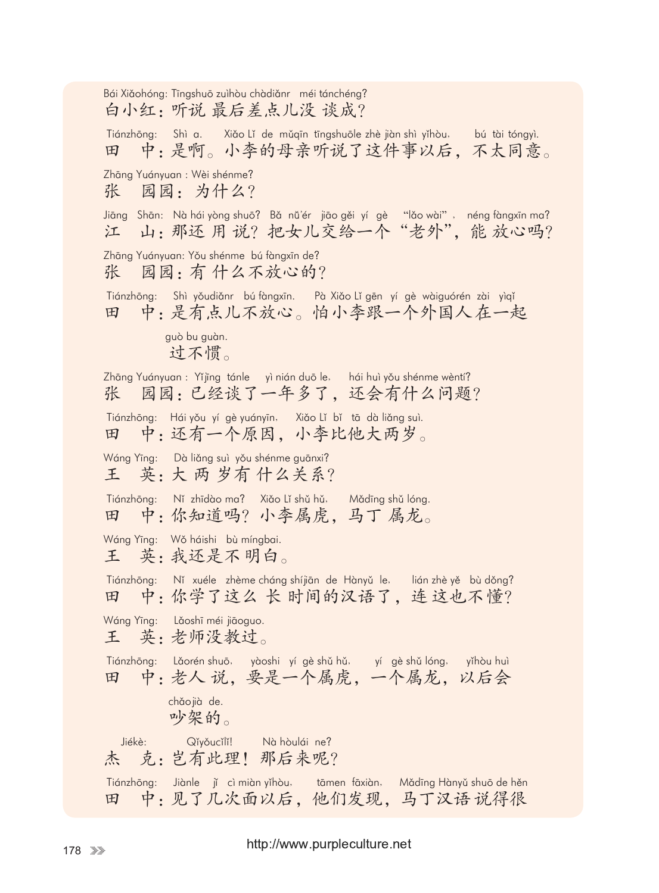Bái Xiǎohóng: Tīngshuō zuìhòu chàdiǎnr méi tánchéng?

白小红：听说 最后差点儿没 谈成？

Tiánzhōng: Shì a. Xiǎo Lǐ de mǔqīn tīngshuōle zhè jiàn shì yǐhòu, bú tài tóngyì.

田 中：是啊。小李的母亲听说了这件事以后，不太同意。

Zhāng Yuányuan : Wèi shénme?

张 园园：为什么？

Jiāng Shān: Nà hái yòng shuō? Bǎ nǚ'ér jiāo gěi yí gè "lǎo wài", néng fàngxīn ma?

江 山：那还 用 说？把女儿交给一个“老外”，能 放心吗？

Zhāng Yuányuan: Yǒu shénme bú fàngxīn de?

张 园园：有 什么不放心的？

Tiánzhōng: Shì yǒudiǎnr bú fàngxīn. Pà Xiǎo Lǐ gēn yí gè wàiguórén zài yìqǐ guò bu guàn.

田 中：是有点儿不放心。怕小李跟一个外国人在一起过不惯。

Zhāng Yuányuan : Yǐjīng tánle yì nián duō le, hái huì yǒu shénme wèntí?

张 园园：已经谈了一年多了，还会有什么问题？

Tiánzhōng: Hái yǒu yí gè yuányīn, Xiǎo Lǐ bǐ tā dà liǎng suì.

田 中：还有一个原因，小李比他大两岁。

Wáng Yīng: Dà liǎng suì yǒu shénme guānxi?

王 英：大 两 岁有 什么关系？

Tiánzhōng: Nǐ zhīdào ma? Xiǎo Lǐ shǔ hǔ, Mǎdīng shǔ lóng.

田 中：你知道吗？小李属虎，马丁 属龙。

Wáng Yīng: Wǒ háishi bù míngbai.

王 英：我还是不 明白。

Tiánzhōng: Nǐ xuéle zhème cháng shíjiān de Hànyǔ le, lián zhè yě bù dǒng?

田 中：你学了这么 长 时间的汉语了，连 这也不懂？

Wáng Yīng: Lǎoshī méi jiāoguo.

王 英：老师没教过。

Tiánzhōng: Lǎorén shuō, yàoshi yí gè shǔ hǔ, yí gè shǔ lóng, yǐhòu huì chǎojià de.

田 中：老人 说，要是一个属虎，一个属龙，以后会吵架的。

Jiékè: Qǐyǒucǐlǐ! Nà hòulái ne?

杰 克：岂有此理！那后来呢？

Tiánzhōng: Jiànle jǐ cì miàn yǐhòu, tāmen fāxiàn, Mǎdīng Hànyǔ shuō de hěn

田 中：见了几次面以后，他们发现，马丁汉语说得很

http://www.purpleculture.net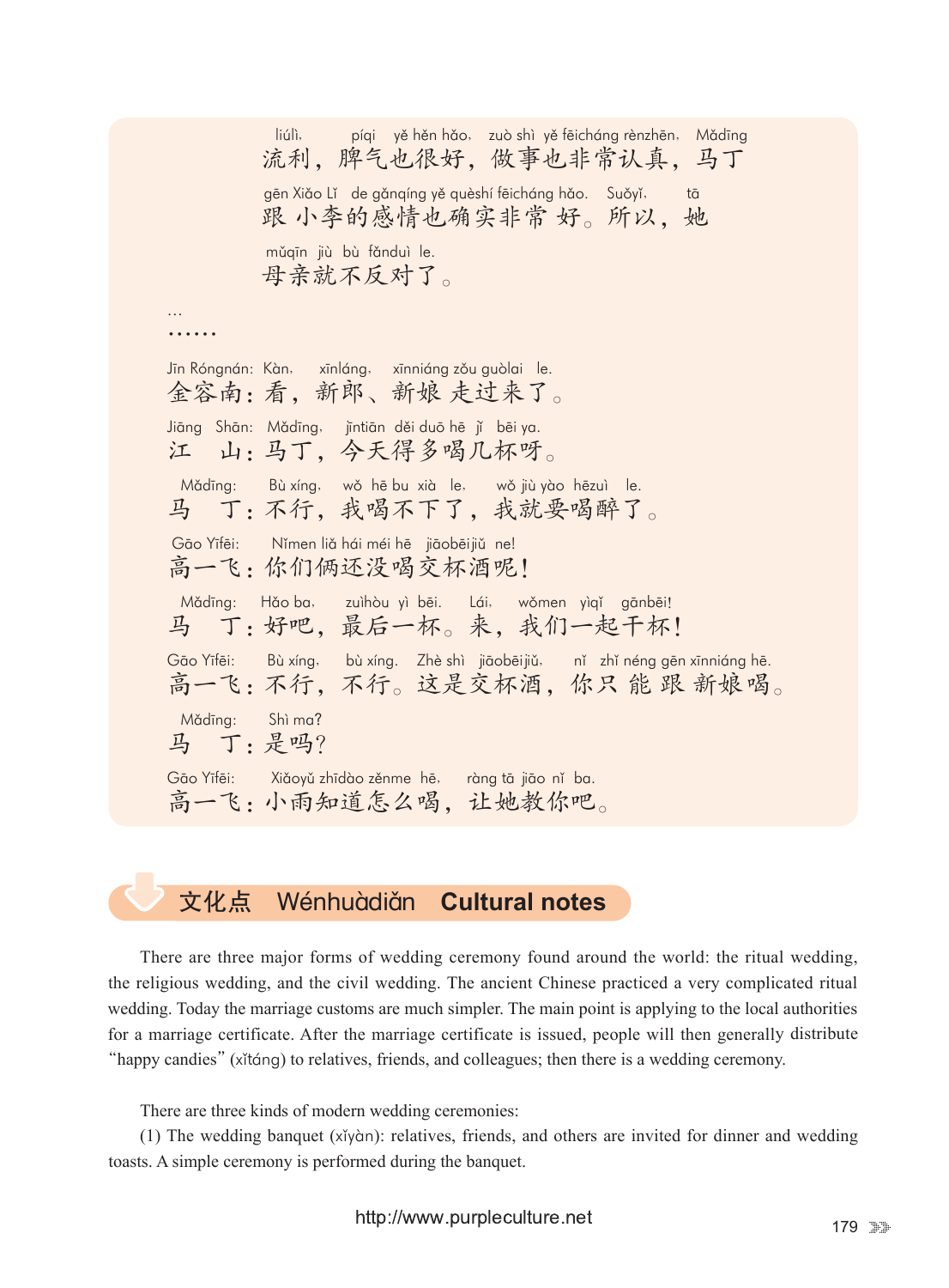liúlì,　　píqi　yě hěn hǎo,　zuò shì　yě fēicháng rènzhēn,　Mǎdīng
流利，脾气也很好，做事也非常认真，马丁

gēn Xiǎo Lǐ　de gǎnqíng yě quèshí fēicháng hǎo.　Suǒyǐ,　　tā
跟 小李的感情也确实非常 好。所以，她

mǔqīn　jiù　bù　fǎnduì　le.
母亲就不反对了。

...
……

Jīn Róngnán:　Kàn,　xīnláng,　xīnniáng zǒu guòlai　le.
金容南：看，新郎、新娘 走过来了。

Jiāng　Shān:　Mǎdīng,　jīntiān　děi duō hē　jǐ　bēi ya.
江　山：马丁，今天得多喝几杯呀。

Mǎdīng:　Bù xíng,　wǒ　hē bu　xià　le,　wǒ jiù yào　hēzuì　le.
马　丁：不行，我喝不下了，我就要喝醉了。

Gāo Yīfēi:　Nǐmen liǎ hái méi hē　jiāobēijiǔ　ne!
高一飞：你们俩还没喝交杯酒呢！

Mǎdīng:　Hǎo ba,　zuìhòu　yì　bēi.　Lái,　wǒmen　yìqǐ　gānbēi!
马　丁：好吧，最后一杯。来，我们一起干杯！

Gāo Yīfēi:　Bù xíng,　bù xíng.　Zhè shì　jiāobēijiǔ,　nǐ　zhǐ néng gēn xīnniáng hē.
高一飞：不行，不行。这是交杯酒，你只 能 跟 新娘喝。

Mǎdīng:　Shì ma?
马　丁：是吗？

Gāo Yīfēi:　Xiǎoyǔ zhīdào zěnme　hē,　ràng tā　jiāo　nǐ　ba.
高一飞：小雨知道怎么喝，让她教你吧。

## 文化点　Wénhuàdiǎn　Cultural notes

There are three major forms of wedding ceremony found around the world: the ritual wedding, the religious wedding, and the civil wedding. The ancient Chinese practiced a very complicated ritual wedding. Today the marriage customs are much simpler. The main point is applying to the local authorities for a marriage certificate. After the marriage certificate is issued, people will then generally distribute "happy candies" (xǐtáng) to relatives, friends, and colleagues; then there is a wedding ceremony.

There are three kinds of modern wedding ceremonies:

(1) The wedding banquet (xǐyàn): relatives, friends, and others are invited for dinner and wedding toasts. A simple ceremony is performed during the banquet.

http://www.purpleculture.net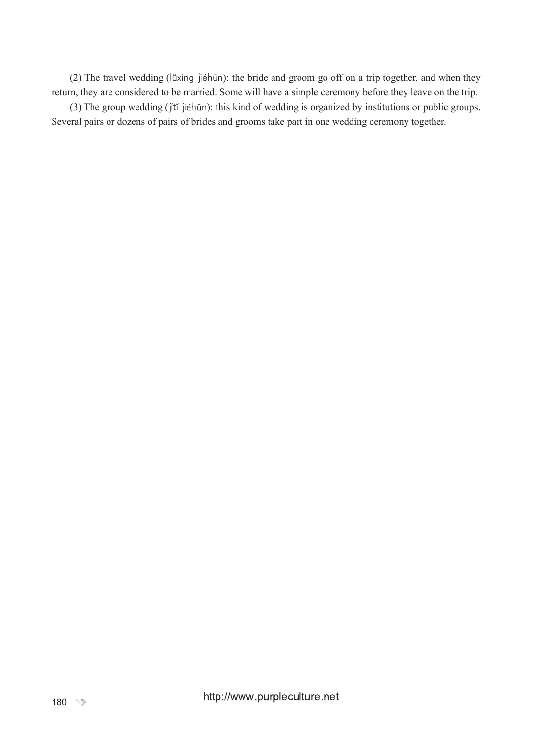(2) The travel wedding (lǚxíng jiéhūn): the bride and groom go off on a trip together, and when they return, they are considered to be married. Some will have a simple ceremony before they leave on the trip.

(3) The group wedding (jítǐ jiéhūn): this kind of wedding is organized by institutions or public groups. Several pairs or dozens of pairs of brides and grooms take part in one wedding ceremony together.